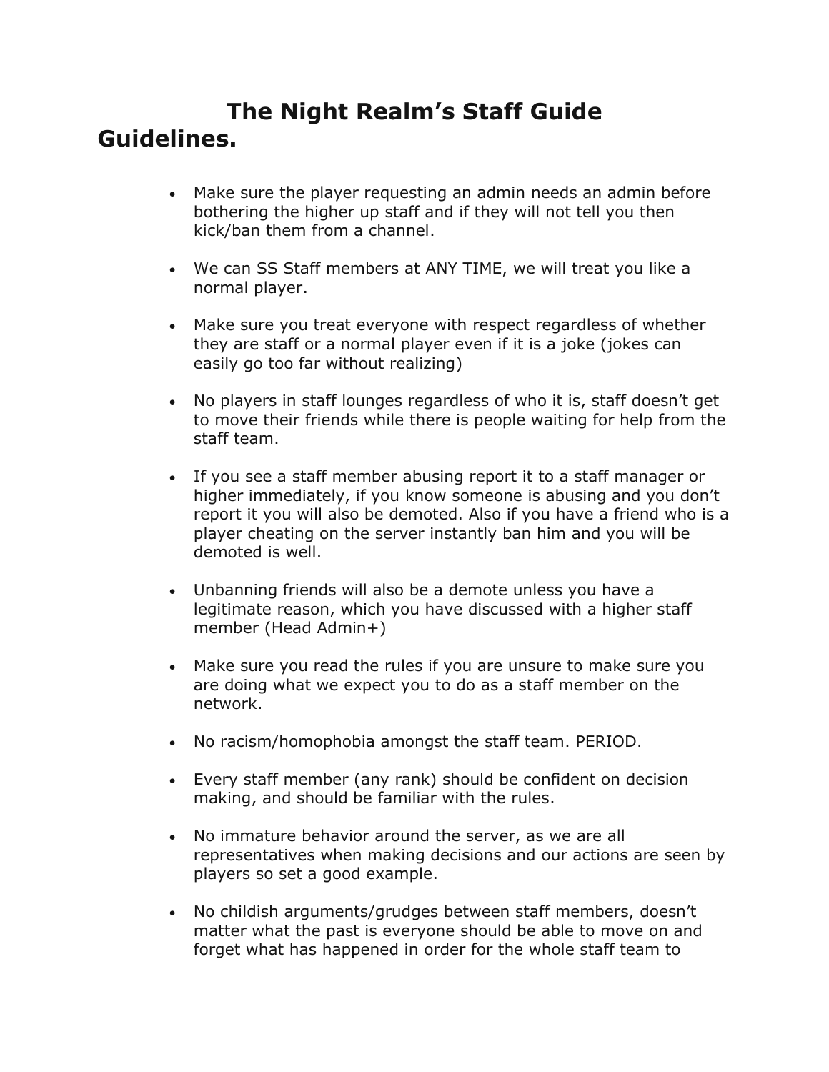# The Night Realm's Staff Guide

## Guidelines.

- Make sure the player requesting an admin needs an admin before bothering the higher up staff and if they will not tell you then kick/ban them from a channel.

- We can SS Staff members at ANY TIME, we will treat you like a normal player.

- Make sure you treat everyone with respect regardless of whether they are staff or a normal player even if it is a joke (jokes can easily go too far without realizing)

- No players in staff lounges regardless of who it is, staff doesn't get to move their friends while there is people waiting for help from the staff team.

- If you see a staff member abusing report it to a staff manager or higher immediately, if you know someone is abusing and you don't report it you will also be demoted. Also if you have a friend who is a player cheating on the server instantly ban him and you will be demoted is well.

- Unbanning friends will also be a demote unless you have a legitimate reason, which you have discussed with a higher staff member (Head Admin+)

- Make sure you read the rules if you are unsure to make sure you are doing what we expect you to do as a staff member on the network.

- No racism/homophobia amongst the staff team. PERIOD.

- Every staff member (any rank) should be confident on decision making, and should be familiar with the rules.

- No immature behavior around the server, as we are all representatives when making decisions and our actions are seen by players so set a good example.

- No childish arguments/grudges between staff members, doesn't matter what the past is everyone should be able to move on and forget what has happened in order for the whole staff team to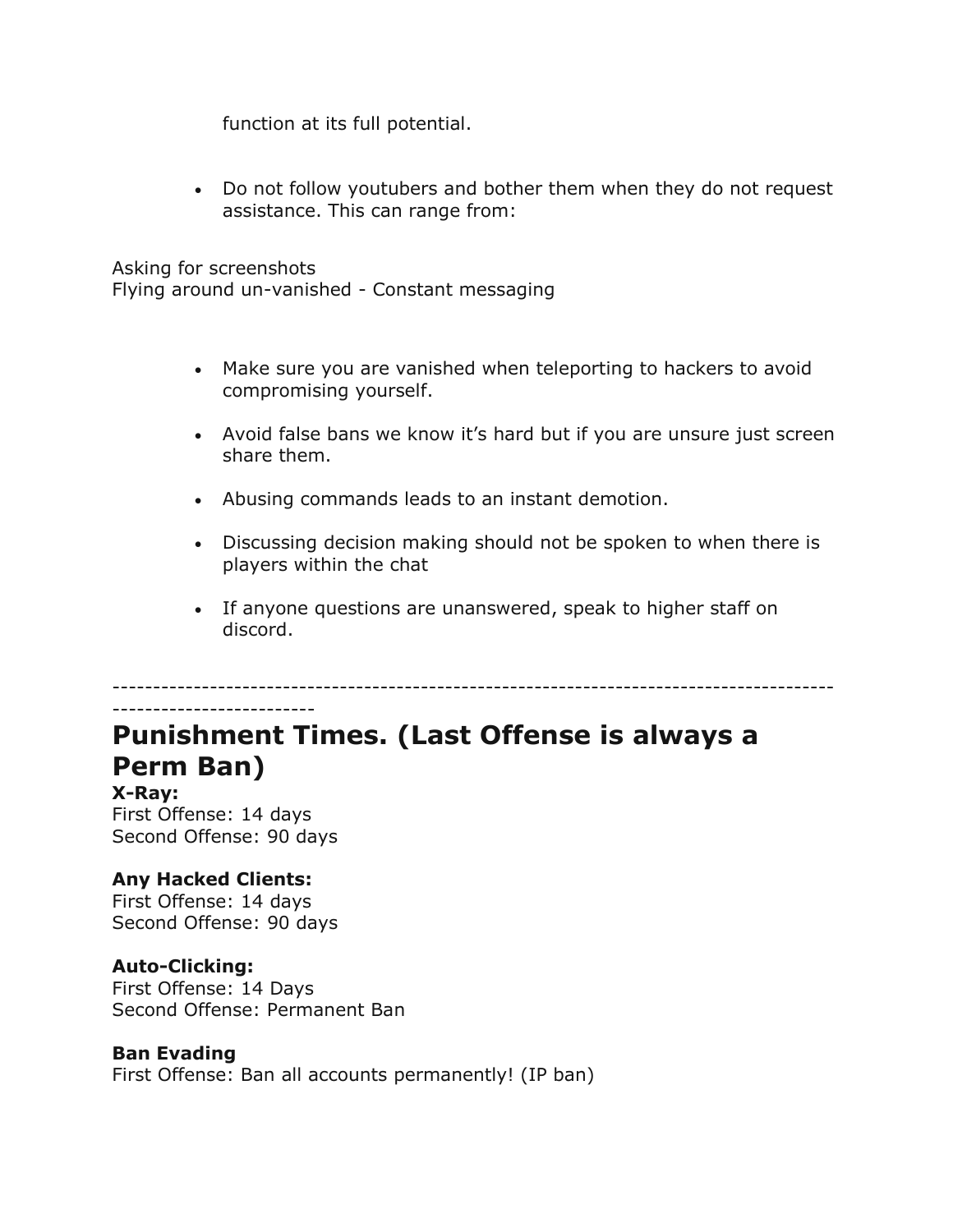function at its full potential.

- Do not follow youtubers and bother them when they do not request assistance. This can range from:

Asking for screenshots
Flying around un-vanished - Constant messaging

- Make sure you are vanished when teleporting to hackers to avoid compromising yourself.
- Avoid false bans we know it's hard but if you are unsure just screen share them.
- Abusing commands leads to an instant demotion.
- Discussing decision making should not be spoken to when there is players within the chat
- If anyone questions are unanswered, speak to higher staff on discord.

---

# Punishment Times. (Last Offense is always a Perm Ban)

**X-Ray:**
First Offense: 14 days
Second Offense: 90 days

**Any Hacked Clients:**
First Offense: 14 days
Second Offense: 90 days

**Auto-Clicking:**
First Offense: 14 Days
Second Offense: Permanent Ban

**Ban Evading**
First Offense: Ban all accounts permanently! (IP ban)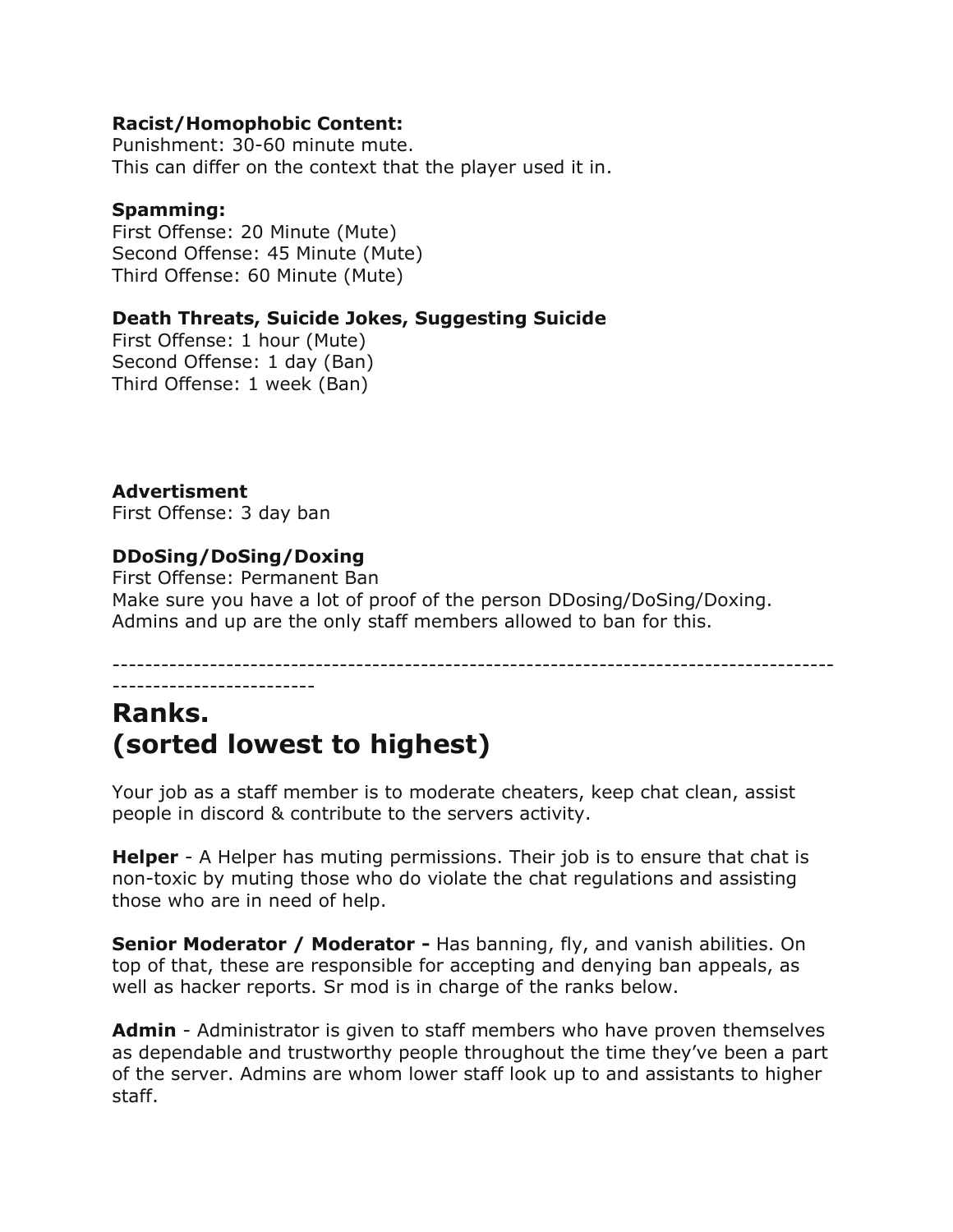**Racist/Homophobic Content:**
Punishment: 30-60 minute mute.
This can differ on the context that the player used it in.

**Spamming:**
First Offense: 20 Minute (Mute)
Second Offense: 45 Minute (Mute)
Third Offense: 60 Minute (Mute)

**Death Threats, Suicide Jokes, Suggesting Suicide**
First Offense: 1 hour (Mute)
Second Offense: 1 day (Ban)
Third Offense: 1 week (Ban)

**Advertisment**
First Offense: 3 day ban

**DDoSing/DoSing/Doxing**
First Offense: Permanent Ban
Make sure you have a lot of proof of the person DDosing/DoSing/Doxing.
Admins and up are the only staff members allowed to ban for this.

---

# Ranks.
# (sorted lowest to highest)

Your job as a staff member is to moderate cheaters, keep chat clean, assist people in discord & contribute to the servers activity.

**Helper** - A Helper has muting permissions. Their job is to ensure that chat is non-toxic by muting those who do violate the chat regulations and assisting those who are in need of help.

**Senior Moderator / Moderator -** Has banning, fly, and vanish abilities. On top of that, these are responsible for accepting and denying ban appeals, as well as hacker reports. Sr mod is in charge of the ranks below.

**Admin** - Administrator is given to staff members who have proven themselves as dependable and trustworthy people throughout the time they've been a part of the server. Admins are whom lower staff look up to and assistants to higher staff.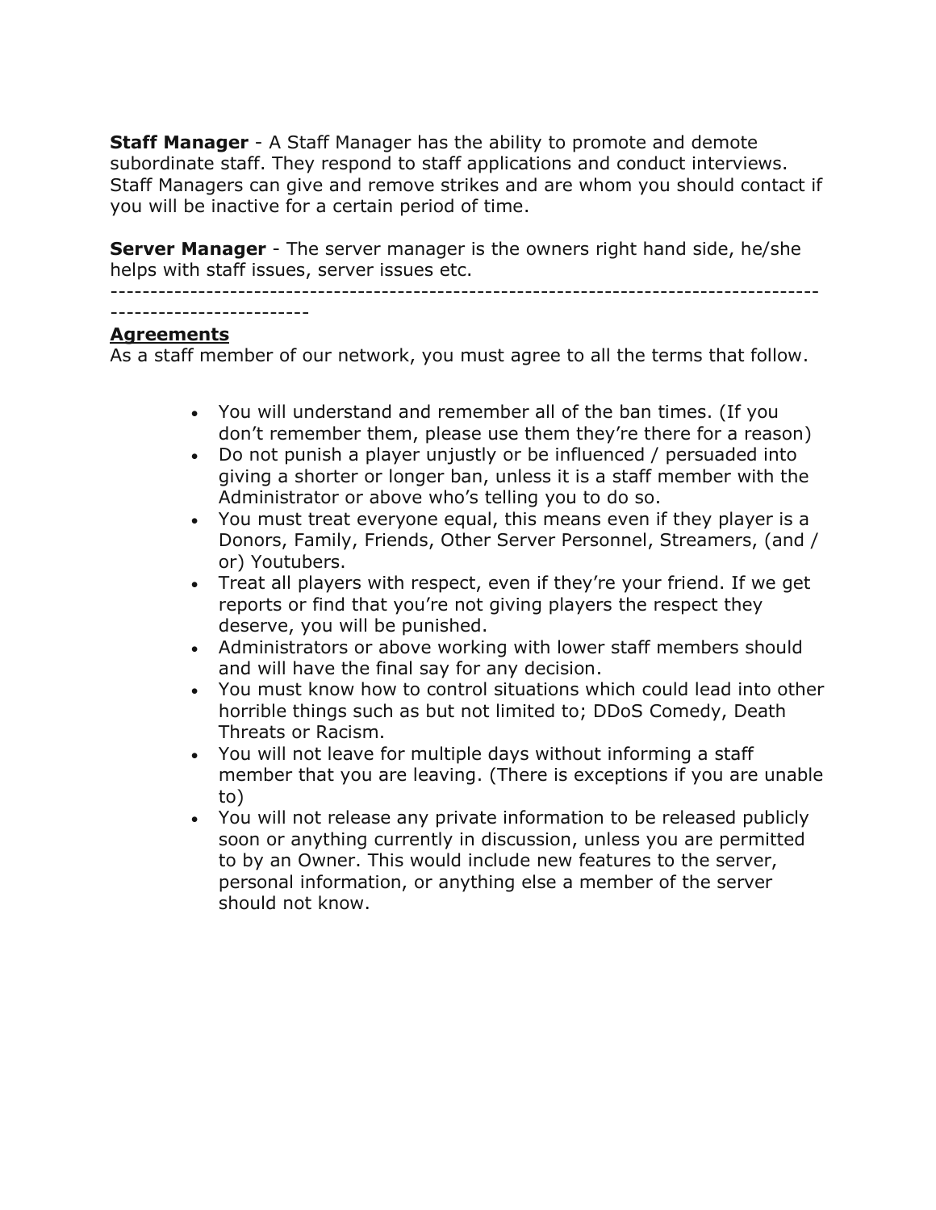**Staff Manager** - A Staff Manager has the ability to promote and demote subordinate staff. They respond to staff applications and conduct interviews. Staff Managers can give and remove strikes and are whom you should contact if you will be inactive for a certain period of time.

**Server Manager** - The server manager is the owners right hand side, he/she helps with staff issues, server issues etc.

---

**<u>Agreements</u>**

As a staff member of our network, you must agree to all the terms that follow.

- You will understand and remember all of the ban times. (If you don't remember them, please use them they're there for a reason)
- Do not punish a player unjustly or be influenced / persuaded into giving a shorter or longer ban, unless it is a staff member with the Administrator or above who's telling you to do so.
- You must treat everyone equal, this means even if they player is a Donors, Family, Friends, Other Server Personnel, Streamers, (and / or) Youtubers.
- Treat all players with respect, even if they're your friend. If we get reports or find that you're not giving players the respect they deserve, you will be punished.
- Administrators or above working with lower staff members should and will have the final say for any decision.
- You must know how to control situations which could lead into other horrible things such as but not limited to; DDoS Comedy, Death Threats or Racism.
- You will not leave for multiple days without informing a staff member that you are leaving. (There is exceptions if you are unable to)
- You will not release any private information to be released publicly soon or anything currently in discussion, unless you are permitted to by an Owner. This would include new features to the server, personal information, or anything else a member of the server should not know.